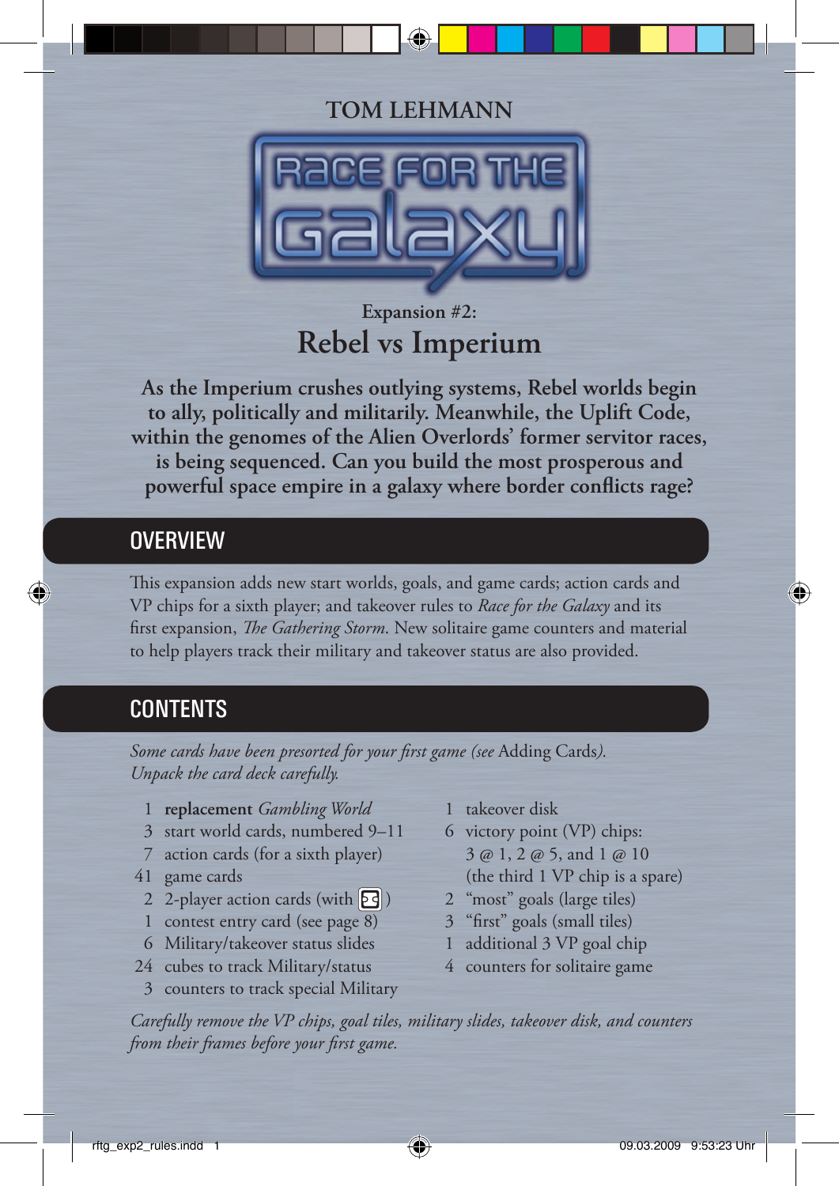TOM LEHMANN

# Race for the Galaxy

Expansion #2:

## Rebel vs Imperium

**As the Imperium crushes outlying systems, Rebel worlds begin to ally, politically and militarily. Meanwhile, the Uplift Code, within the genomes of the Alien Overlords' former servitor races, is being sequenced. Can you build the most prosperous and powerful space empire in a galaxy where border conflicts rage?**

## OVERVIEW

This expansion adds new start worlds, goals, and game cards; action cards and VP chips for a sixth player; and takeover rules to *Race for the Galaxy* and its first expansion, *The Gathering Storm*. New solitaire game counters and material to help players track their military and takeover status are also provided.

## CONTENTS

*Some cards have been presorted for your first game (see* Adding Cards*). Unpack the card deck carefully.*

- 1 **replacement** *Gambling World*
- 3 start world cards, numbered 9–11
- 7 action cards (for a sixth player)
- 41 game cards
- 2 2-player action cards (with [icon])
- 1 contest entry card (see page 8)
- 6 Military/takeover status slides
- 24 cubes to track Military/status
- 3 counters to track special Military
- 1 takeover disk
- 6 victory point (VP) chips: 3 @ 1, 2 @ 5, and 1 @ 10 (the third 1 VP chip is a spare)
- 2 "most" goals (large tiles)
- 3 "first" goals (small tiles)
- 1 additional 3 VP goal chip
- 4 counters for solitaire game

*Carefully remove the VP chips, goal tiles, military slides, takeover disk, and counters from their frames before your first game.*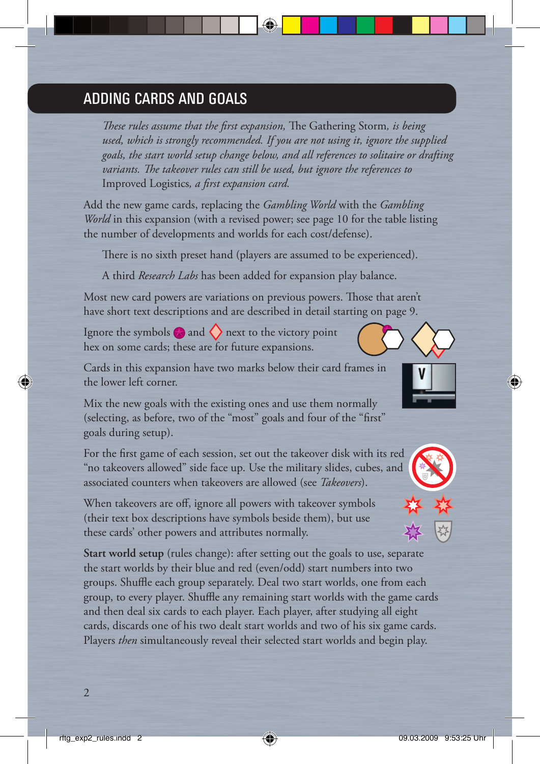## ADDING CARDS AND GOALS

*These rules assume that the first expansion,* The Gathering Storm, *is being used, which is strongly recommended. If you are not using it, ignore the supplied goals, the start world setup change below, and all references to solitaire or drafting variants. The takeover rules can still be used, but ignore the references to* Improved Logistics, *a first expansion card.*

Add the new game cards, replacing the *Gambling World* with the *Gambling World* in this expansion (with a revised power; see page 10 for the table listing the number of developments and worlds for each cost/defense).

There is no sixth preset hand (players are assumed to be experienced).

A third *Research Labs* has been added for expansion play balance.

Most new card powers are variations on previous powers. Those that aren't have short text descriptions and are described in detail starting on page 9.

Ignore the symbols and next to the victory point hex on some cards; these are for future expansions.

Cards in this expansion have two marks below their card frames in the lower left corner.

Mix the new goals with the existing ones and use them normally (selecting, as before, two of the "most" goals and four of the "first" goals during setup).

For the first game of each session, set out the takeover disk with its red "no takeovers allowed" side face up. Use the military slides, cubes, and associated counters when takeovers are allowed (see *Takeovers*).

When takeovers are off, ignore all powers with takeover symbols (their text box descriptions have symbols beside them), but use these cards' other powers and attributes normally.

**Start world setup** (rules change): after setting out the goals to use, separate the start worlds by their blue and red (even/odd) start numbers into two groups. Shuffle each group separately. Deal two start worlds, one from each group, to every player. Shuffle any remaining start worlds with the game cards and then deal six cards to each player. Each player, after studying all eight cards, discards one of his two dealt start worlds and two of his six game cards. Players *then* simultaneously reveal their selected start worlds and begin play.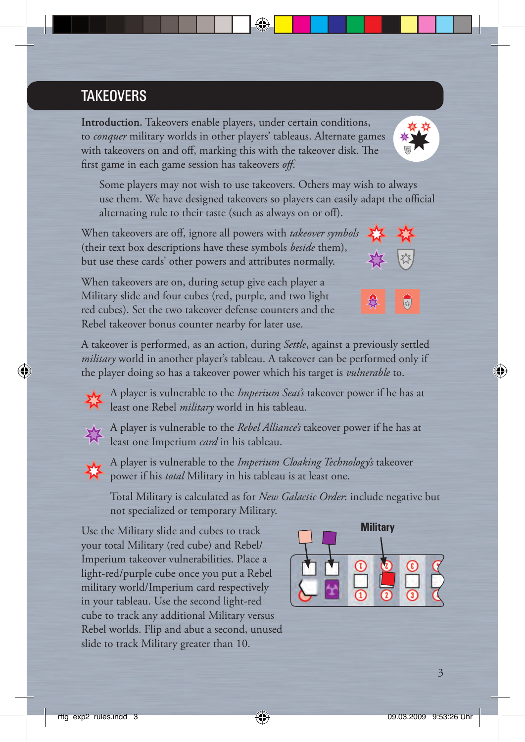## TAKEOVERS

**Introduction.** Takeovers enable players, under certain conditions, to *conquer* military worlds in other players' tableaus. Alternate games with takeovers on and off, marking this with the takeover disk. The first game in each game session has takeovers *off*.

> Some players may not wish to use takeovers. Others may wish to always use them. We have designed takeovers so players can easily adapt the official alternating rule to their taste (such as always on or off).

When takeovers are off, ignore all powers with *takeover symbols* (their text box descriptions have these symbols *beside* them), but use these cards' other powers and attributes normally.

When takeovers are on, during setup give each player a Military slide and four cubes (red, purple, and two light red cubes). Set the two takeover defense counters and the Rebel takeover bonus counter nearby for later use.

A takeover is performed, as an action, during *Settle*, against a previously settled *military* world in another player's tableau. A takeover can be performed only if the player doing so has a takeover power which his target is *vulnerable* to.

- A player is vulnerable to the *Imperium Seat's* takeover power if he has at least one Rebel *military* world in his tableau.
- A player is vulnerable to the *Rebel Alliance's* takeover power if he has at least one Imperium *card* in his tableau.
- A player is vulnerable to the *Imperium Cloaking Technology's* takeover power if his *total* Military in his tableau is at least one.

  Total Military is calculated as for *New Galactic Order*: include negative but not specialized or temporary Military.

Use the Military slide and cubes to track your total Military (red cube) and Rebel/Imperium takeover vulnerabilities. Place a light-red/purple cube once you put a Rebel military world/Imperium card respectively in your tableau. Use the second light-red cube to track any additional Military versus Rebel worlds. Flip and abut a second, unused slide to track Military greater than 10.

Military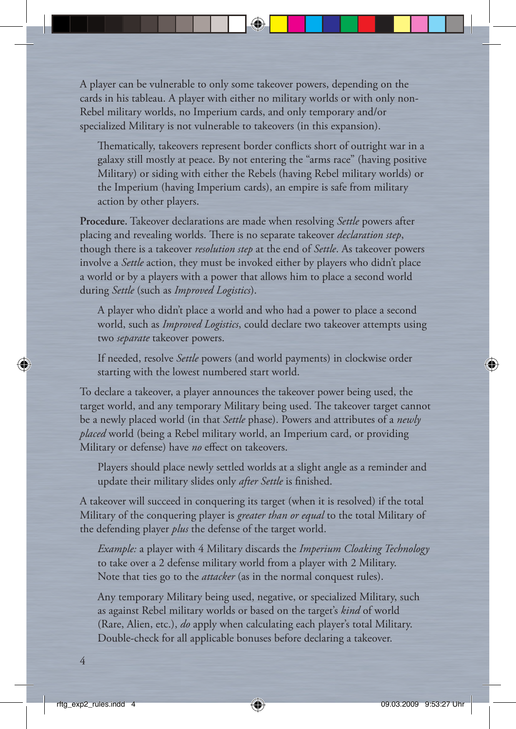A player can be vulnerable to only some takeover powers, depending on the cards in his tableau. A player with either no military worlds or with only non-Rebel military worlds, no Imperium cards, and only temporary and/or specialized Military is not vulnerable to takeovers (in this expansion).

> Thematically, takeovers represent border conflicts short of outright war in a galaxy still mostly at peace. By not entering the "arms race" (having positive Military) or siding with either the Rebels (having Rebel military worlds) or the Imperium (having Imperium cards), an empire is safe from military action by other players.

**Procedure.** Takeover declarations are made when resolving *Settle* powers after placing and revealing worlds. There is no separate takeover *declaration step*, though there is a takeover *resolution step* at the end of *Settle*. As takeover powers involve a *Settle* action, they must be invoked either by players who didn't place a world or by a players with a power that allows him to place a second world during *Settle* (such as *Improved Logistics*).

> A player who didn't place a world and who had a power to place a second world, such as *Improved Logistics*, could declare two takeover attempts using two *separate* takeover powers.

> If needed, resolve *Settle* powers (and world payments) in clockwise order starting with the lowest numbered start world.

To declare a takeover, a player announces the takeover power being used, the target world, and any temporary Military being used. The takeover target cannot be a newly placed world (in that *Settle* phase). Powers and attributes of a *newly placed* world (being a Rebel military world, an Imperium card, or providing Military or defense) have *no* effect on takeovers.

> Players should place newly settled worlds at a slight angle as a reminder and update their military slides only *after Settle* is finished.

A takeover will succeed in conquering its target (when it is resolved) if the total Military of the conquering player is *greater than or equal* to the total Military of the defending player *plus* the defense of the target world.

> *Example:* a player with 4 Military discards the *Imperium Cloaking Technology* to take over a 2 defense military world from a player with 2 Military. Note that ties go to the *attacker* (as in the normal conquest rules).

> Any temporary Military being used, negative, or specialized Military, such as against Rebel military worlds or based on the target's *kind* of world (Rare, Alien, etc.), *do* apply when calculating each player's total Military. Double-check for all applicable bonuses before declaring a takeover.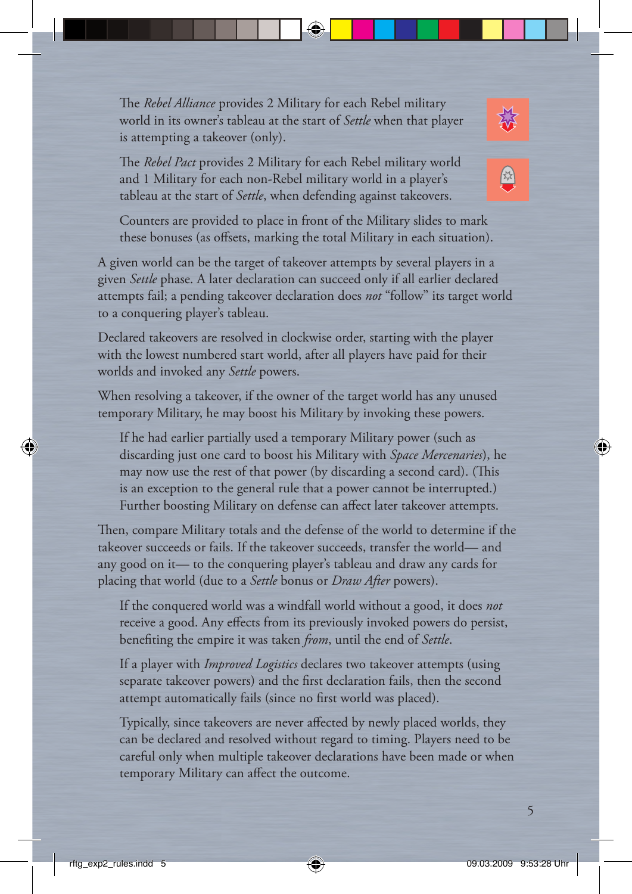The *Rebel Alliance* provides 2 Military for each Rebel military world in its owner's tableau at the start of *Settle* when that player is attempting a takeover (only).

The *Rebel Pact* provides 2 Military for each Rebel military world and 1 Military for each non-Rebel military world in a player's tableau at the start of *Settle*, when defending against takeovers.

Counters are provided to place in front of the Military slides to mark these bonuses (as offsets, marking the total Military in each situation).

A given world can be the target of takeover attempts by several players in a given *Settle* phase. A later declaration can succeed only if all earlier declared attempts fail; a pending takeover declaration does *not* "follow" its target world to a conquering player's tableau.

Declared takeovers are resolved in clockwise order, starting with the player with the lowest numbered start world, after all players have paid for their worlds and invoked any *Settle* powers.

When resolving a takeover, if the owner of the target world has any unused temporary Military, he may boost his Military by invoking these powers.

If he had earlier partially used a temporary Military power (such as discarding just one card to boost his Military with *Space Mercenaries*), he may now use the rest of that power (by discarding a second card). (This is an exception to the general rule that a power cannot be interrupted.) Further boosting Military on defense can affect later takeover attempts.

Then, compare Military totals and the defense of the world to determine if the takeover succeeds or fails. If the takeover succeeds, transfer the world— and any good on it— to the conquering player's tableau and draw any cards for placing that world (due to a *Settle* bonus or *Draw After* powers).

If the conquered world was a windfall world without a good, it does *not* receive a good. Any effects from its previously invoked powers do persist, benefiting the empire it was taken *from*, until the end of *Settle*.

If a player with *Improved Logistics* declares two takeover attempts (using separate takeover powers) and the first declaration fails, then the second attempt automatically fails (since no first world was placed).

Typically, since takeovers are never affected by newly placed worlds, they can be declared and resolved without regard to timing. Players need to be careful only when multiple takeover declarations have been made or when temporary Military can affect the outcome.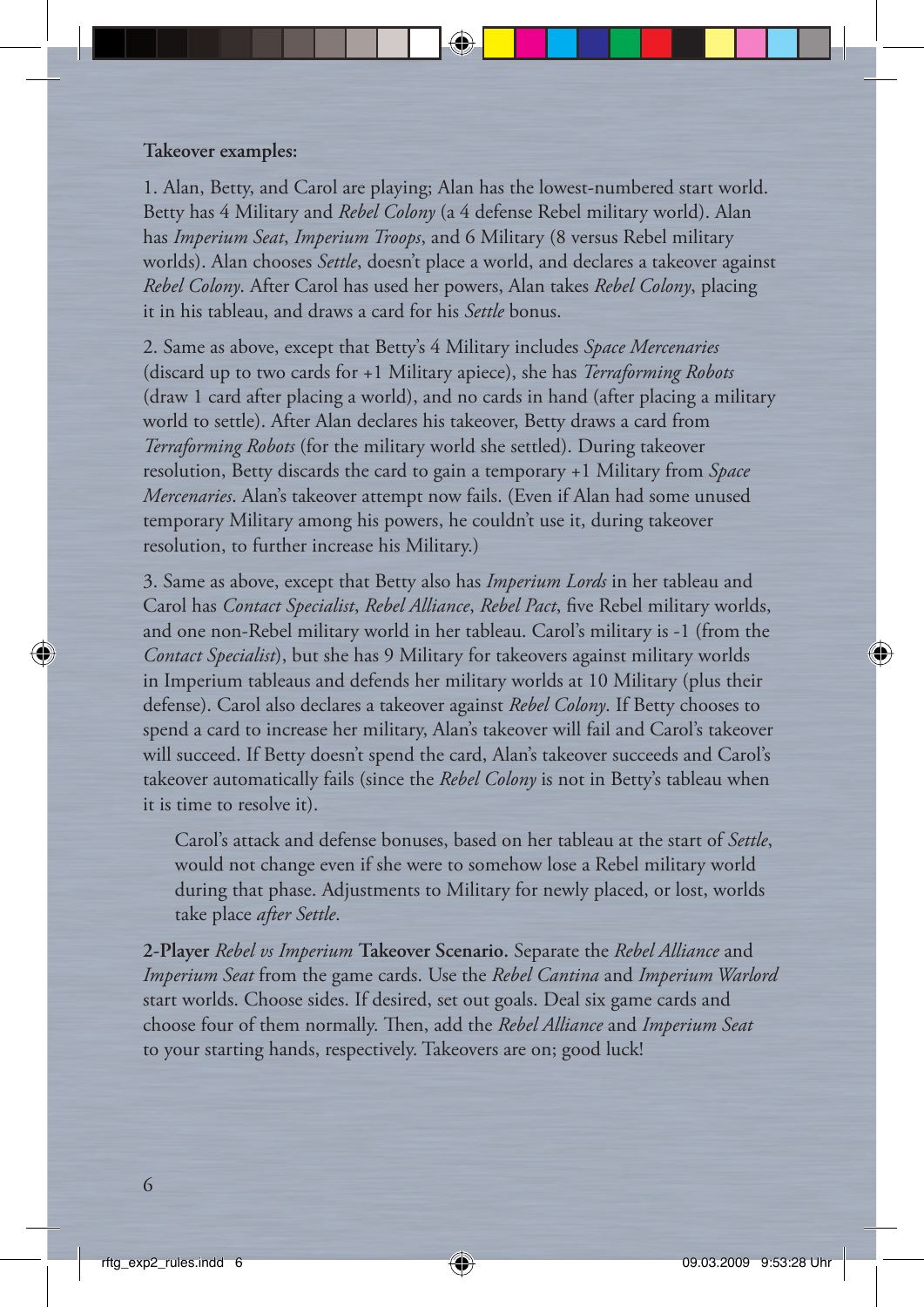**Takeover examples:**

1. Alan, Betty, and Carol are playing; Alan has the lowest-numbered start world. Betty has 4 Military and *Rebel Colony* (a 4 defense Rebel military world). Alan has *Imperium Seat*, *Imperium Troops*, and 6 Military (8 versus Rebel military worlds). Alan chooses *Settle*, doesn't place a world, and declares a takeover against *Rebel Colony*. After Carol has used her powers, Alan takes *Rebel Colony*, placing it in his tableau, and draws a card for his *Settle* bonus.

2. Same as above, except that Betty's 4 Military includes *Space Mercenaries* (discard up to two cards for +1 Military apiece), she has *Terraforming Robots* (draw 1 card after placing a world), and no cards in hand (after placing a military world to settle). After Alan declares his takeover, Betty draws a card from *Terraforming Robots* (for the military world she settled). During takeover resolution, Betty discards the card to gain a temporary +1 Military from *Space Mercenaries*. Alan's takeover attempt now fails. (Even if Alan had some unused temporary Military among his powers, he couldn't use it, during takeover resolution, to further increase his Military.)

3. Same as above, except that Betty also has *Imperium Lords* in her tableau and Carol has *Contact Specialist*, *Rebel Alliance*, *Rebel Pact*, five Rebel military worlds, and one non-Rebel military world in her tableau. Carol's military is -1 (from the *Contact Specialist*), but she has 9 Military for takeovers against military worlds in Imperium tableaus and defends her military worlds at 10 Military (plus their defense). Carol also declares a takeover against *Rebel Colony*. If Betty chooses to spend a card to increase her military, Alan's takeover will fail and Carol's takeover will succeed. If Betty doesn't spend the card, Alan's takeover succeeds and Carol's takeover automatically fails (since the *Rebel Colony* is not in Betty's tableau when it is time to resolve it).

   Carol's attack and defense bonuses, based on her tableau at the start of *Settle*, would not change even if she were to somehow lose a Rebel military world during that phase. Adjustments to Military for newly placed, or lost, worlds take place *after Settle*.

**2-Player** ***Rebel vs Imperium*** **Takeover Scenario.** Separate the *Rebel Alliance* and *Imperium Seat* from the game cards. Use the *Rebel Cantina* and *Imperium Warlord* start worlds. Choose sides. If desired, set out goals. Deal six game cards and choose four of them normally. Then, add the *Rebel Alliance* and *Imperium Seat* to your starting hands, respectively. Takeovers are on; good luck!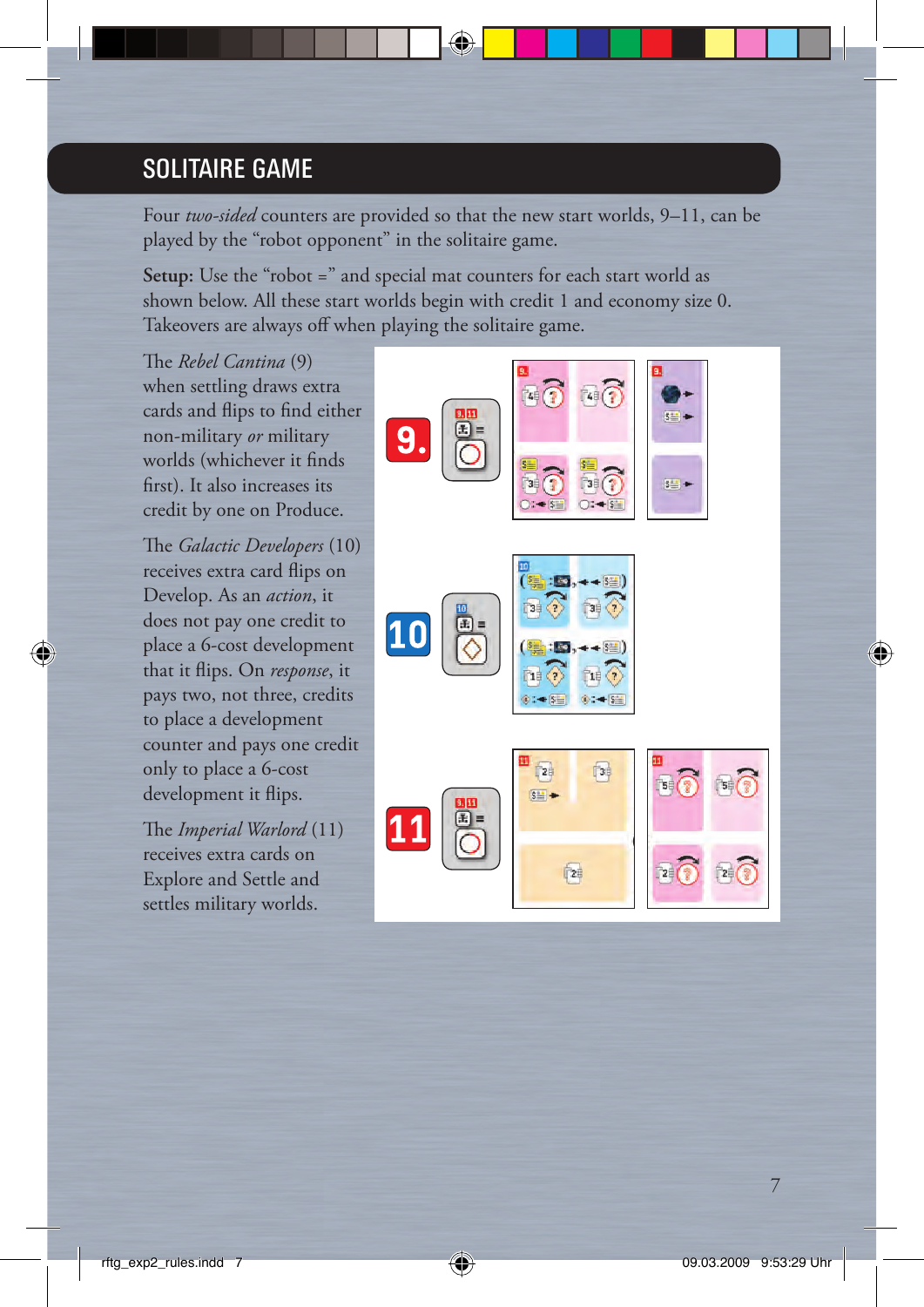## SOLITAIRE GAME

Four *two-sided* counters are provided so that the new start worlds, 9–11, can be played by the "robot opponent" in the solitaire game.

**Setup:** Use the "robot =" and special mat counters for each start world as shown below. All these start worlds begin with credit 1 and economy size 0. Takeovers are always off when playing the solitaire game.

The *Rebel Cantina* (9) when settling draws extra cards and flips to find either non-military *or* military worlds (whichever it finds first). It also increases its credit by one on Produce.

The *Galactic Developers* (10) receives extra card flips on Develop. As an *action*, it does not pay one credit to place a 6-cost development that it flips. On *response*, it pays two, not three, credits to place a development counter and pays one credit only to place a 6-cost development it flips.

The *Imperial Warlord* (11) receives extra cards on Explore and Settle and settles military worlds.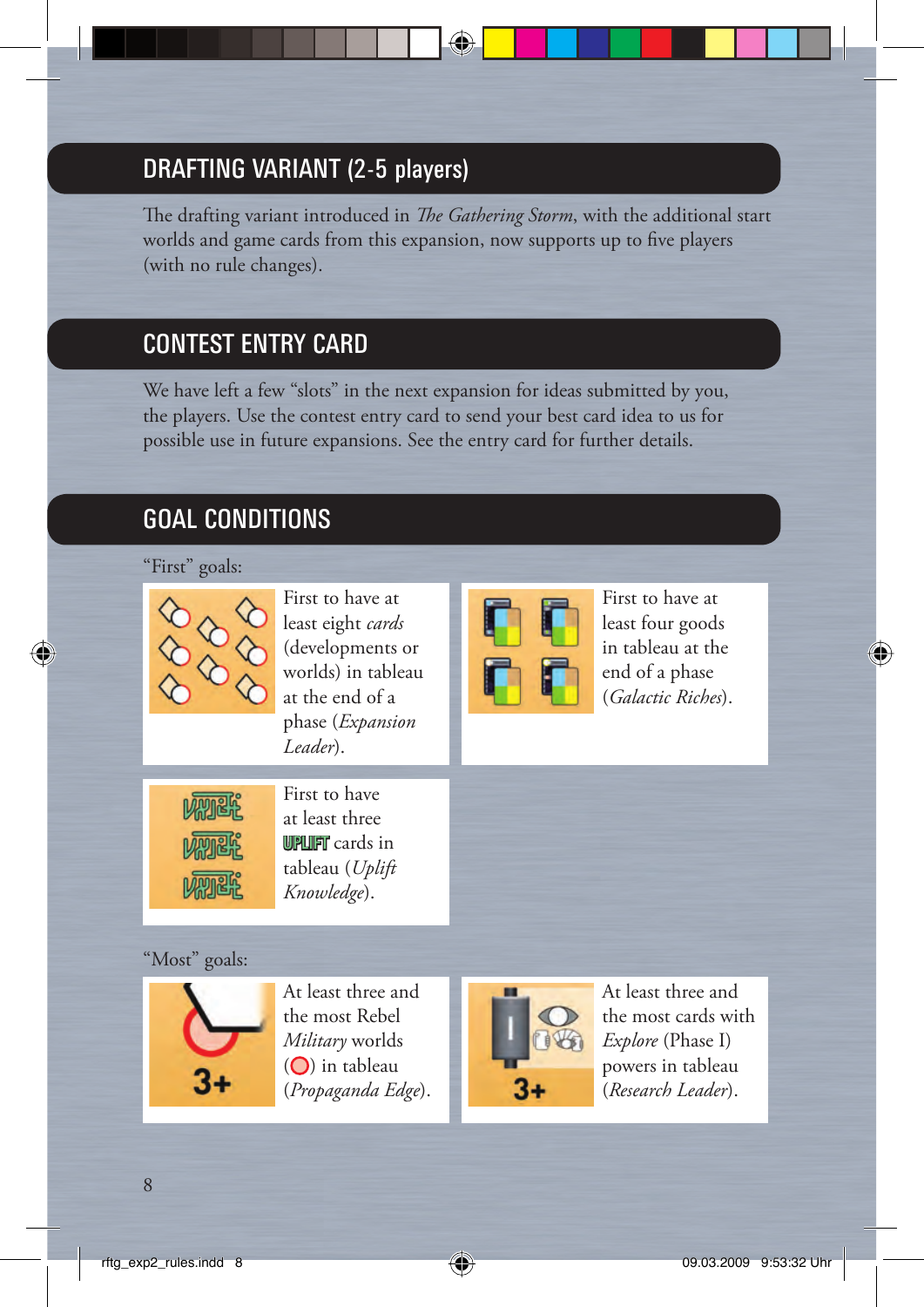## DRAFTING VARIANT (2-5 players)

The drafting variant introduced in *The Gathering Storm*, with the additional start worlds and game cards from this expansion, now supports up to five players (with no rule changes).

## CONTEST ENTRY CARD

We have left a few "slots" in the next expansion for ideas submitted by you, the players. Use the contest entry card to send your best card idea to us for possible use in future expansions. See the entry card for further details.

## GOAL CONDITIONS

"First" goals:

First to have at least eight *cards* (developments or worlds) in tableau at the end of a phase (*Expansion Leader*).

First to have at least four goods in tableau at the end of a phase (*Galactic Riches*).

First to have at least three UPLIFT cards in tableau (*Uplift Knowledge*).

"Most" goals:

At least three and the most Rebel *Military* worlds ( ) in tableau (*Propaganda Edge*).

At least three and the most cards with *Explore* (Phase I) powers in tableau (*Research Leader*).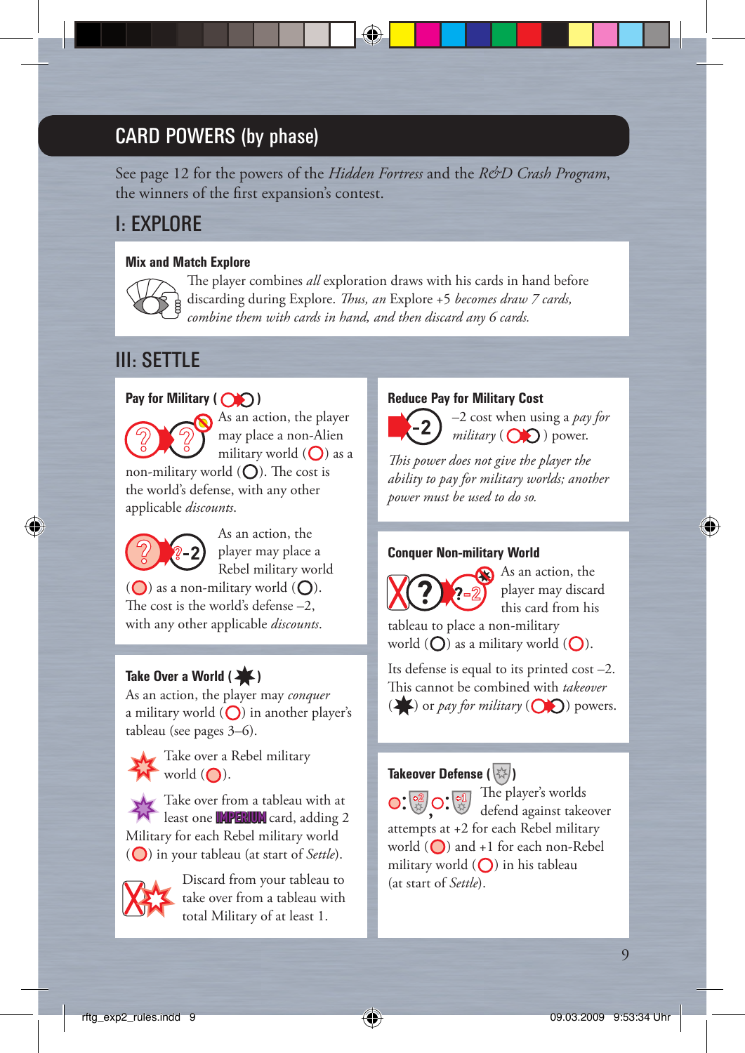## CARD POWERS (by phase)

See page 12 for the powers of the *Hidden Fortress* and the *R&D Crash Program*, the winners of the first expansion's contest.

### I: EXPLORE

**Mix and Match Explore**

The player combines *all* exploration draws with his cards in hand before discarding during Explore. *Thus, an* Explore +5 *becomes draw 7 cards, combine them with cards in hand, and then discard any 6 cards.*

### III: SETTLE

**Pay for Military ( )**

As an action, the player may place a non-Alien military world ( ) as a non-military world ( ). The cost is the world's defense, with any other applicable *discounts*.

As an action, the player may place a Rebel military world ( ) as a non-military world ( ). The cost is the world's defense –2, with any other applicable *discounts*.

**Take Over a World ( )**

As an action, the player may *conquer* a military world ( ) in another player's tableau (see pages 3–6).

Take over a Rebel military world ( ).

Take over from a tableau with at least one IMPERIUM card, adding 2 Military for each Rebel military world ( ) in your tableau (at start of *Settle*).

Discard from your tableau to take over from a tableau with total Military of at least 1.

**Reduce Pay for Military Cost**

–2 cost when using a *pay for military* ( ) power.

*This power does not give the player the ability to pay for military worlds; another power must be used to do so.*

**Conquer Non-military World**

As an action, the player may discard this card from his tableau to place a non-military world ( ) as a military world ( ).

Its defense is equal to its printed cost –2. This cannot be combined with *takeover* ( ) or *pay for military* ( ) powers.

**Takeover Defense ( )**

The player's worlds defend against takeover attempts at +2 for each Rebel military world ( ) and +1 for each non-Rebel military world ( ) in his tableau (at start of *Settle*).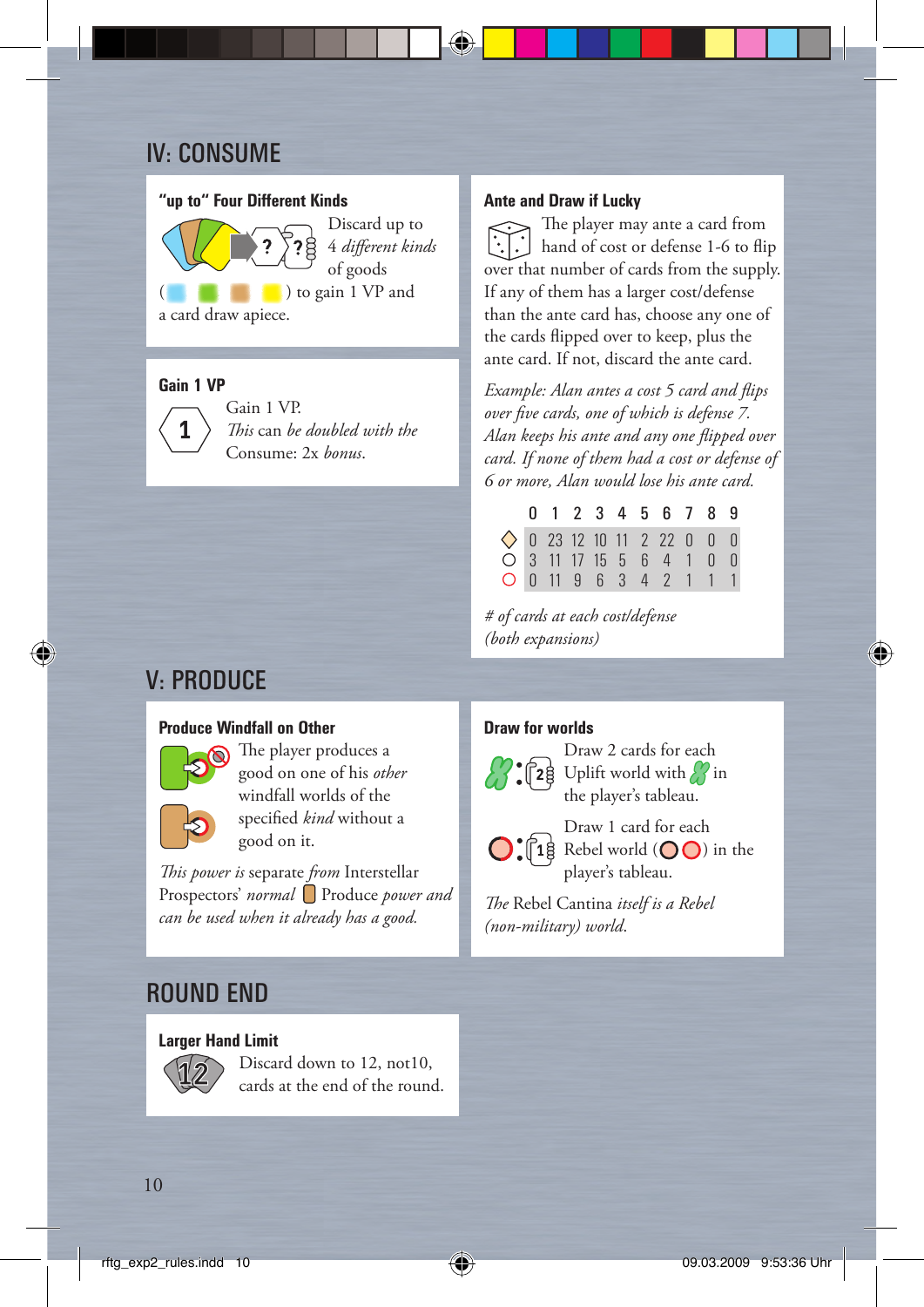## IV: CONSUME

### “up to” Four Different Kinds

Discard up to 4 *different kinds* of goods ( ) to gain 1 VP and a card draw apiece.

### Gain 1 VP

Gain 1 VP. *This* can *be doubled with the* Consume: 2x *bonus.*

### Ante and Draw if Lucky

The player may ante a card from hand of cost or defense 1-6 to flip over that number of cards from the supply. If any of them has a larger cost/defense than the ante card has, choose any one of the cards flipped over to keep, plus the ante card. If not, discard the ante card.

*Example: Alan antes a cost 5 card and flips over five cards, one of which is defense 7. Alan keeps his ante and any one flipped over card. If none of them had a cost or defense of 6 or more, Alan would lose his ante card.*

| | 0 | 1 | 2 | 3 | 4 | 5 | 6 | 7 | 8 | 9 |
|---|---|---|---|---|---|---|---|---|---|---|
| ◇ | 0 | 23 | 12 | 10 | 11 | 2 | 22 | 0 | 0 | 0 |
| ○ | 3 | 11 | 17 | 15 | 5 | 6 | 4 | 1 | 0 | 0 |
| ○ (red) | 0 | 11 | 9 | 6 | 3 | 4 | 2 | 1 | 1 | 1 |

*# of cards at each cost/defense (both expansions)*

## V: PRODUCE

### Produce Windfall on Other

The player produces a good on one of his *other* windfall worlds of the specified *kind* without a good on it.

*This power is* separate *from* Interstellar Prospectors’ *normal* Produce *power and can be used when it already has a good.*

### Draw for worlds

Draw 2 cards for each Uplift world with in the player’s tableau.

Draw 1 card for each Rebel world ( ) in the player’s tableau.

*The* Rebel Cantina *itself is a Rebel (non-military) world.*

## ROUND END

### Larger Hand Limit

Discard down to 12, not10, cards at the end of the round.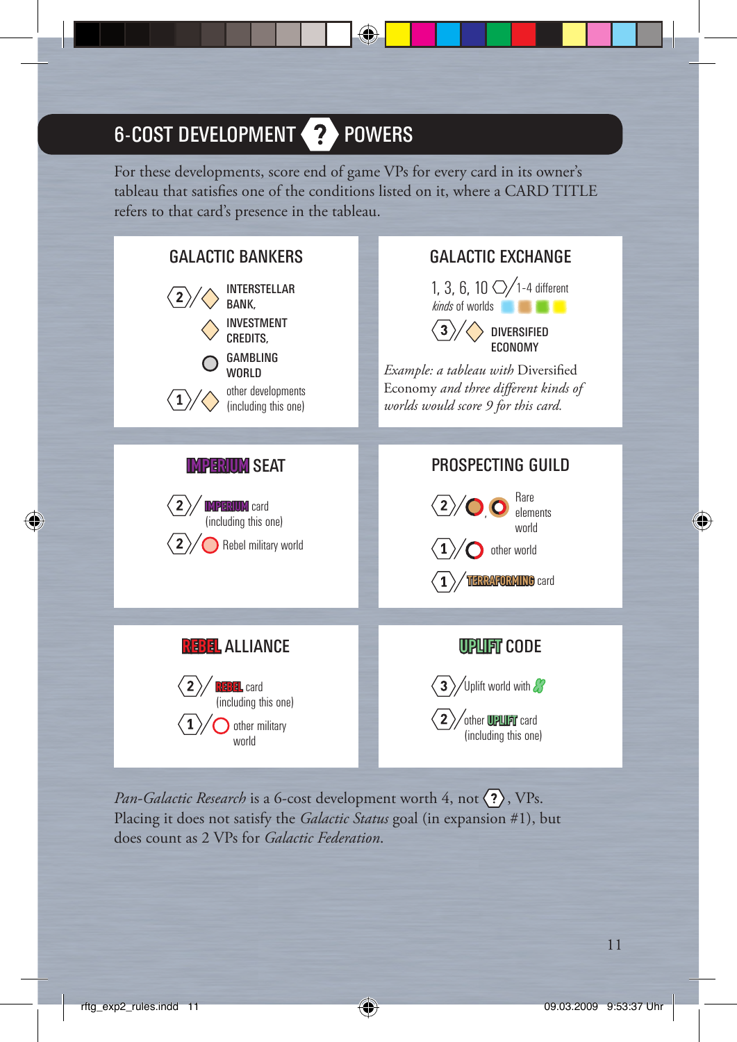## 6-COST DEVELOPMENT ? POWERS

For these developments, score end of game VPs for every card in its owner's tableau that satisfies one of the conditions listed on it, where a CARD TITLE refers to that card's presence in the tableau.

### GALACTIC BANKERS

- 2 / INTERSTELLAR BANK, INVESTMENT CREDITS, GAMBLING WORLD
- 1 / other developments (including this one)

### GALACTIC EXCHANGE

- 1, 3, 6, 10 / 1-4 different *kinds* of worlds
- 3 / DIVERSIFIED ECONOMY

*Example: a tableau with* Diversified Economy *and three different kinds of worlds would score 9 for this card.*

### IMPERIUM SEAT

- 2 / IMPERIUM card (including this one)
- 2 / Rebel military world

### PROSPECTING GUILD

- 2 / Rare elements world
- 1 / other world
- 1 / TERRAFORMING card

### REBEL ALLIANCE

- 2 / REBEL card (including this one)
- 1 / other military world

### UPLIFT CODE

- 3 / Uplift world with
- 2 / other UPLIFT card (including this one)

*Pan-Galactic Research* is a 6-cost development worth 4, not ?, VPs. Placing it does not satisfy the *Galactic Status* goal (in expansion #1), but does count as 2 VPs for *Galactic Federation*.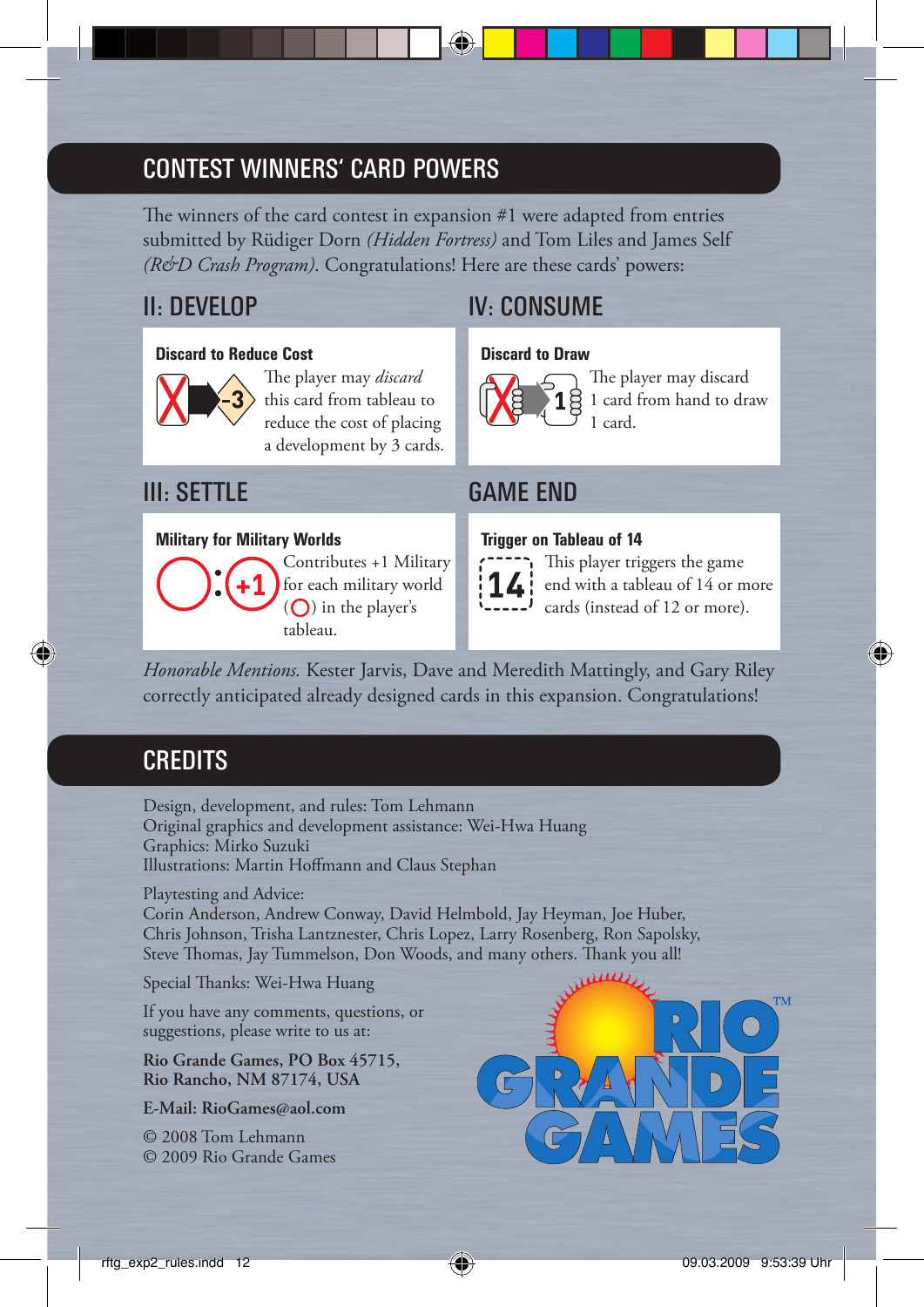## CONTEST WINNERS' CARD POWERS

The winners of the card contest in expansion #1 were adapted from entries submitted by Rüdiger Dorn *(Hidden Fortress)* and Tom Liles and James Self *(R&D Crash Program)*. Congratulations! Here are these cards' powers:

### II: DEVELOP

**Discard to Reduce Cost**

-3

The player may *discard* this card from tableau to reduce the cost of placing a development by 3 cards.

### IV: CONSUME

**Discard to Draw**

1

The player may discard 1 card from hand to draw 1 card.

### III: SETTLE

**Military for Military Worlds**

+1

Contributes +1 Military for each military world ( ) in the player's tableau.

### GAME END

**Trigger on Tableau of 14**

14

This player triggers the game end with a tableau of 14 or more cards (instead of 12 or more).

*Honorable Mentions.* Kester Jarvis, Dave and Meredith Mattingly, and Gary Riley correctly anticipated already designed cards in this expansion. Congratulations!

## CREDITS

Design, development, and rules: Tom Lehmann
Original graphics and development assistance: Wei-Hwa Huang
Graphics: Mirko Suzuki
Illustrations: Martin Hoffmann and Claus Stephan

Playtesting and Advice:
Corin Anderson, Andrew Conway, David Helmbold, Jay Heyman, Joe Huber, Chris Johnson, Trisha Lantznester, Chris Lopez, Larry Rosenberg, Ron Sapolsky, Steve Thomas, Jay Tummelson, Don Woods, and many others. Thank you all!

Special Thanks: Wei-Hwa Huang

If you have any comments, questions, or suggestions, please write to us at:

**Rio Grande Games, PO Box 45715, Rio Rancho, NM 87174, USA**

**E-Mail: RioGames@aol.com**

© 2008 Tom Lehmann
© 2009 Rio Grande Games

RIO GRANDE GAMES™